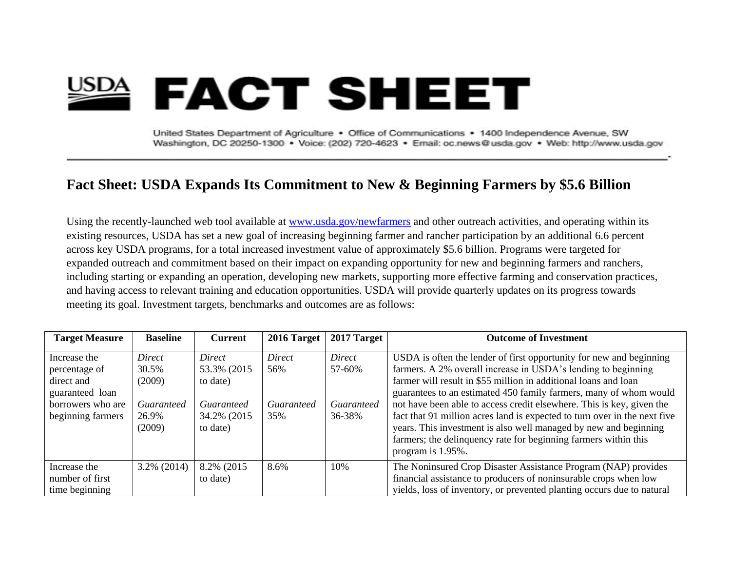# USDA FACT SHEET

United States Department of Agriculture • Office of Communications • 1400 Independence Avenue, SW Washington, DC 20250-1300 • Voice: (202) 720-4623 • Email: oc.news@usda.gov • Web: http://www.usda.gov

## Fact Sheet: USDA Expands Its Commitment to New & Beginning Farmers by $5.6 Billion

Using the recently-launched web tool available at [www.usda.gov/newfarmers](www.usda.gov/newfarmers) and other outreach activities, and operating within its existing resources, USDA has set a new goal of increasing beginning farmer and rancher participation by an additional 6.6 percent across key USDA programs, for a total increased investment value of approximately $5.6 billion. Programs were targeted for expanded outreach and commitment based on their impact on expanding opportunity for new and beginning farmers and ranchers, including starting or expanding an operation, developing new markets, supporting more effective farming and conservation practices, and having access to relevant training and education opportunities. USDA will provide quarterly updates on its progress towards meeting its goal. Investment targets, benchmarks and outcomes are as follows:

| Target Measure | Baseline | Current | 2016 Target | 2017 Target | Outcome of Investment |
|---|---|---|---|---|---|
| Increase the percentage of direct and guaranteed loan borrowers who are beginning farmers | *Direct* 30.5% (2009)<br><br>*Guaranteed* 26.9% (2009) | *Direct* 53.3% (2015 to date)<br><br>*Guaranteed* 34.2% (2015 to date) | *Direct* 56%<br><br>*Guaranteed* 35% | *Direct* 57-60%<br><br>*Guaranteed* 36-38% | USDA is often the lender of first opportunity for new and beginning farmers. A 2% overall increase in USDA's lending to beginning farmer will result in $55 million in additional loans and loan guarantees to an estimated 450 family farmers, many of whom would not have been able to access credit elsewhere. This is key, given the fact that 91 million acres land is expected to turn over in the next five years. This investment is also well managed by new and beginning farmers; the delinquency rate for beginning farmers within this program is 1.95%. |
| Increase the number of first time beginning | 3.2% (2014) | 8.2% (2015 to date) | 8.6% | 10% | The Noninsured Crop Disaster Assistance Program (NAP) provides financial assistance to producers of noninsurable crops when low yields, loss of inventory, or prevented planting occurs due to natural |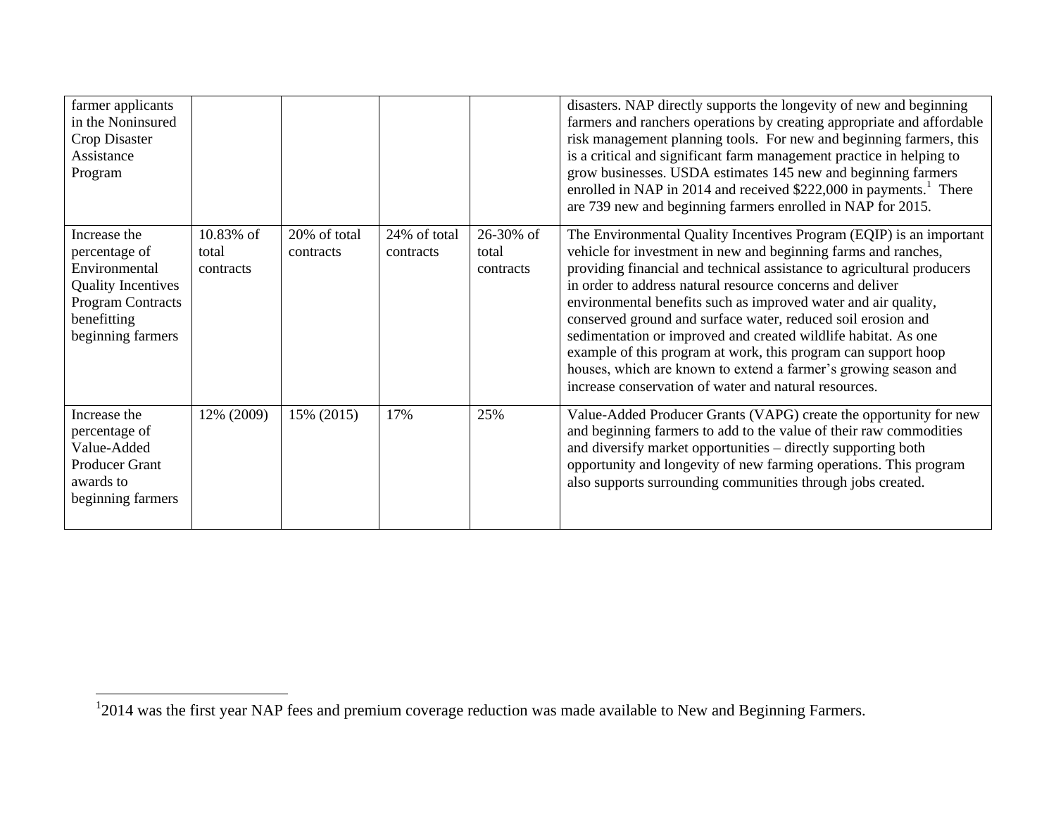| | | | | | |
|---|---|---|---|---|---|
| farmer applicants in the Noninsured Crop Disaster Assistance Program | | | | | disasters. NAP directly supports the longevity of new and beginning farmers and ranchers operations by creating appropriate and affordable risk management planning tools. For new and beginning farmers, this is a critical and significant farm management practice in helping to grow businesses. USDA estimates 145 new and beginning farmers enrolled in NAP in 2014 and received $222,000 in payments.[1] There are 739 new and beginning farmers enrolled in NAP for 2015. |
| Increase the percentage of Environmental Quality Incentives Program Contracts benefitting beginning farmers | 10.83% of total contracts | 20% of total contracts | 24% of total contracts | 26-30% of total contracts | The Environmental Quality Incentives Program (EQIP) is an important vehicle for investment in new and beginning farms and ranches, providing financial and technical assistance to agricultural producers in order to address natural resource concerns and deliver environmental benefits such as improved water and air quality, conserved ground and surface water, reduced soil erosion and sedimentation or improved and created wildlife habitat. As one example of this program at work, this program can support hoop houses, which are known to extend a farmer's growing season and increase conservation of water and natural resources. |
| Increase the percentage of Value-Added Producer Grant awards to beginning farmers | 12% (2009) | 15% (2015) | 17% | 25% | Value-Added Producer Grants (VAPG) create the opportunity for new and beginning farmers to add to the value of their raw commodities and diversify market opportunities – directly supporting both opportunity and longevity of new farming operations. This program also supports surrounding communities through jobs created. |

[1] 2014 was the first year NAP fees and premium coverage reduction was made available to New and Beginning Farmers.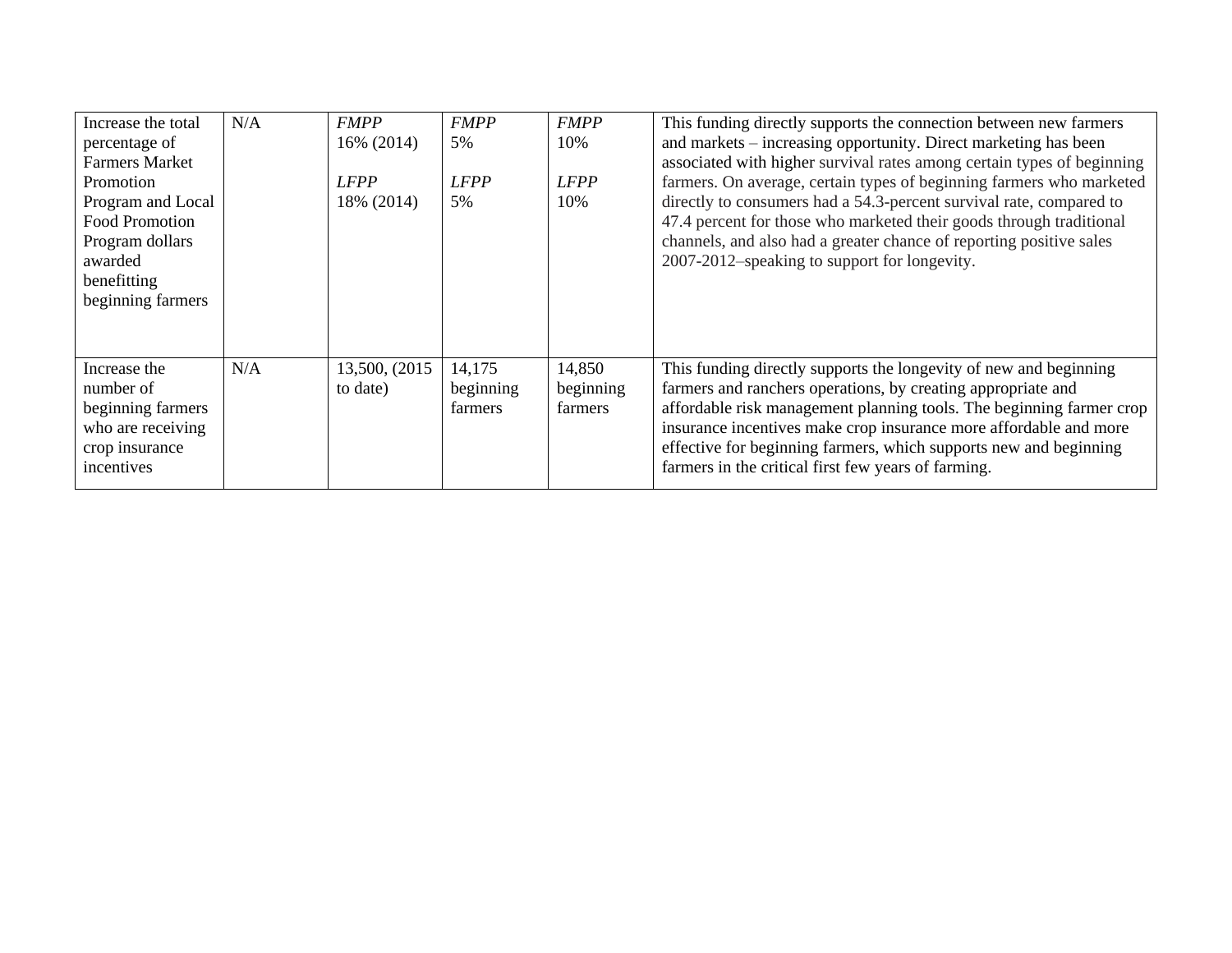| | | | | | |
|---|---|---|---|---|---|
| Increase the total percentage of Farmers Market Promotion Program and Local Food Promotion Program dollars awarded benefitting beginning farmers | N/A | *FMPP* 16% (2014)<br><br>*LFPP* 18% (2014) | *FMPP* 5%<br><br>*LFPP* 5% | *FMPP* 10%<br><br>*LFPP* 10% | This funding directly supports the connection between new farmers and markets – increasing opportunity. Direct marketing has been associated with higher survival rates among certain types of beginning farmers. On average, certain types of beginning farmers who marketed directly to consumers had a 54.3-percent survival rate, compared to 47.4 percent for those who marketed their goods through traditional channels, and also had a greater chance of reporting positive sales 2007-2012–speaking to support for longevity. |
| Increase the number of beginning farmers who are receiving crop insurance incentives | N/A | 13,500, (2015 to date) | 14,175 beginning farmers | 14,850 beginning farmers | This funding directly supports the longevity of new and beginning farmers and ranchers operations, by creating appropriate and affordable risk management planning tools. The beginning farmer crop insurance incentives make crop insurance more affordable and more effective for beginning farmers, which supports new and beginning farmers in the critical first few years of farming. |